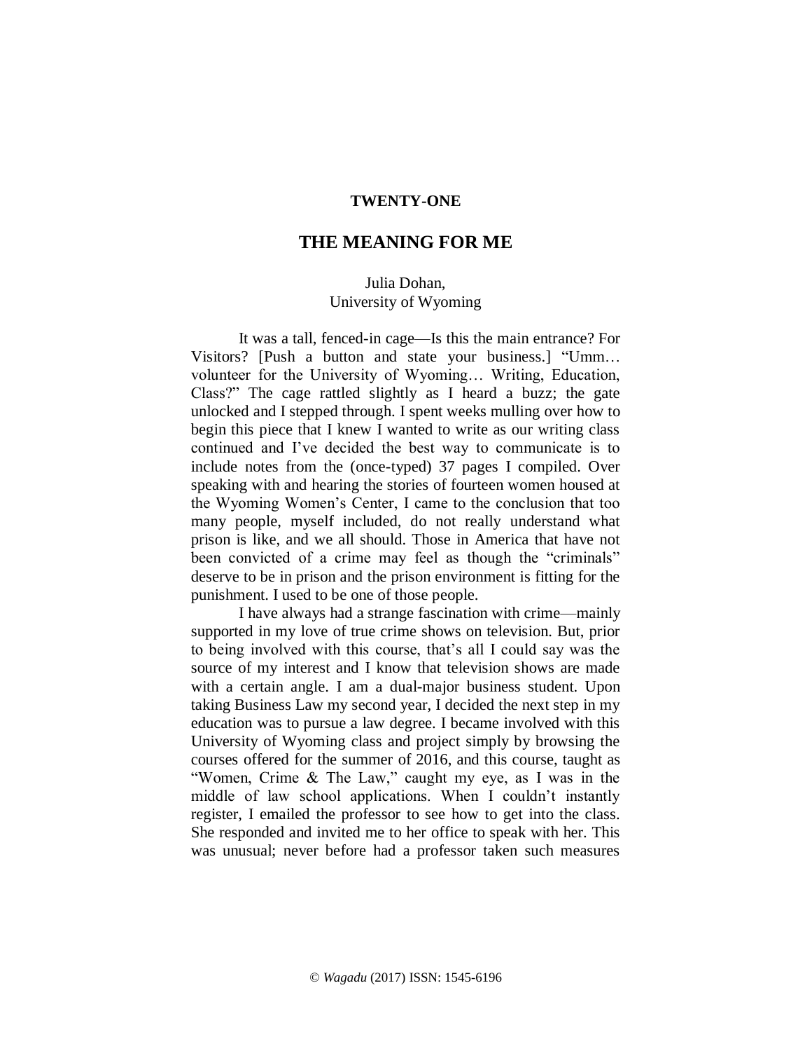## TWENTY-ONE

# THE MEANING FOR ME

Julia Dohan,
University of Wyoming

It was a tall, fenced-in cage—Is this the main entrance? For Visitors? [Push a button and state your business.] "Umm… volunteer for the University of Wyoming… Writing, Education, Class?" The cage rattled slightly as I heard a buzz; the gate unlocked and I stepped through. I spent weeks mulling over how to begin this piece that I knew I wanted to write as our writing class continued and I've decided the best way to communicate is to include notes from the (once-typed) 37 pages I compiled. Over speaking with and hearing the stories of fourteen women housed at the Wyoming Women's Center, I came to the conclusion that too many people, myself included, do not really understand what prison is like, and we all should. Those in America that have not been convicted of a crime may feel as though the "criminals" deserve to be in prison and the prison environment is fitting for the punishment. I used to be one of those people.

I have always had a strange fascination with crime—mainly supported in my love of true crime shows on television. But, prior to being involved with this course, that's all I could say was the source of my interest and I know that television shows are made with a certain angle. I am a dual-major business student. Upon taking Business Law my second year, I decided the next step in my education was to pursue a law degree. I became involved with this University of Wyoming class and project simply by browsing the courses offered for the summer of 2016, and this course, taught as "Women, Crime & The Law," caught my eye, as I was in the middle of law school applications. When I couldn't instantly register, I emailed the professor to see how to get into the class. She responded and invited me to her office to speak with her. This was unusual; never before had a professor taken such measures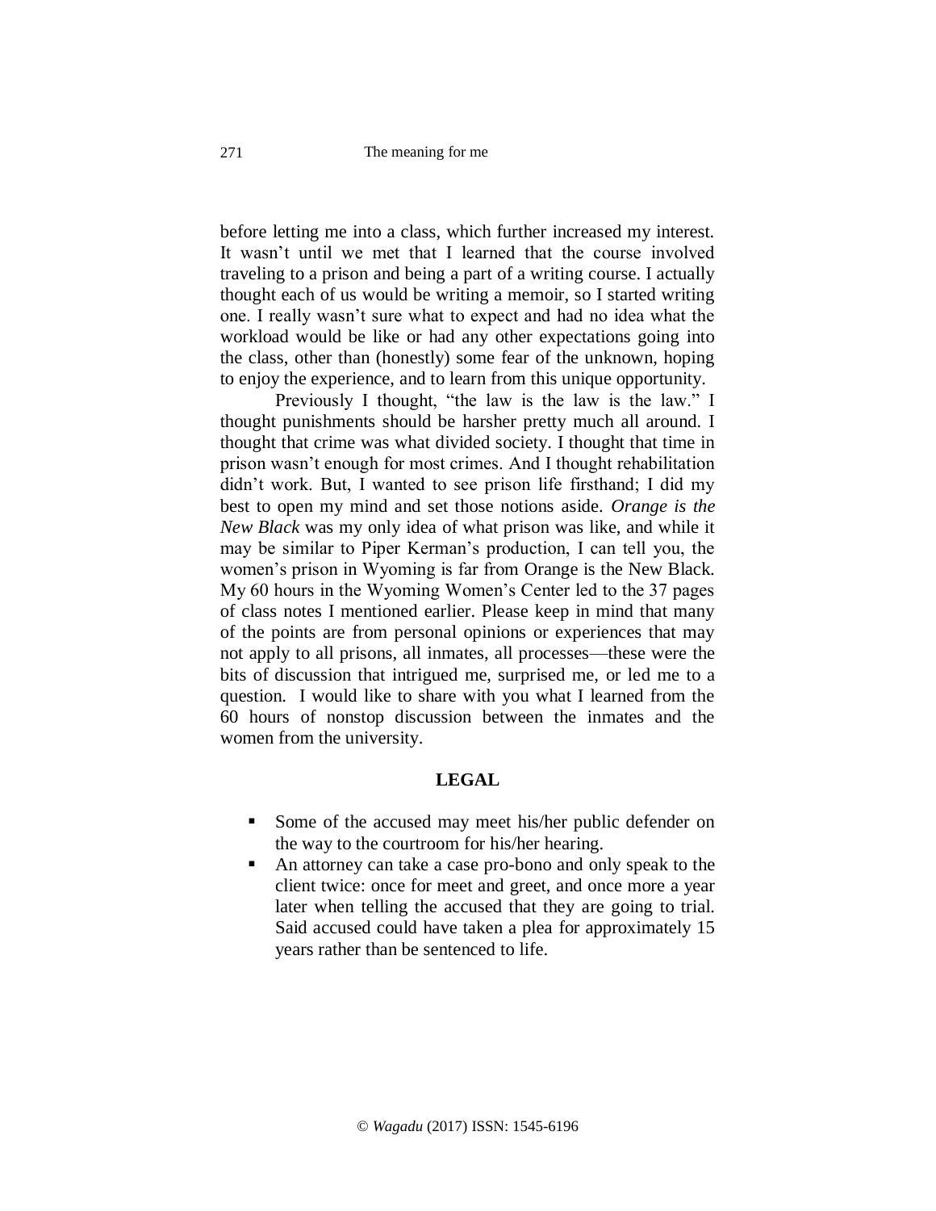before letting me into a class, which further increased my interest. It wasn't until we met that I learned that the course involved traveling to a prison and being a part of a writing course. I actually thought each of us would be writing a memoir, so I started writing one. I really wasn't sure what to expect and had no idea what the workload would be like or had any other expectations going into the class, other than (honestly) some fear of the unknown, hoping to enjoy the experience, and to learn from this unique opportunity.

Previously I thought, "the law is the law is the law." I thought punishments should be harsher pretty much all around. I thought that crime was what divided society. I thought that time in prison wasn't enough for most crimes. And I thought rehabilitation didn't work. But, I wanted to see prison life firsthand; I did my best to open my mind and set those notions aside. *Orange is the New Black* was my only idea of what prison was like, and while it may be similar to Piper Kerman's production, I can tell you, the women's prison in Wyoming is far from Orange is the New Black. My 60 hours in the Wyoming Women's Center led to the 37 pages of class notes I mentioned earlier. Please keep in mind that many of the points are from personal opinions or experiences that may not apply to all prisons, all inmates, all processes—these were the bits of discussion that intrigued me, surprised me, or led me to a question. I would like to share with you what I learned from the 60 hours of nonstop discussion between the inmates and the women from the university.

## LEGAL

- Some of the accused may meet his/her public defender on the way to the courtroom for his/her hearing.
- An attorney can take a case pro-bono and only speak to the client twice: once for meet and greet, and once more a year later when telling the accused that they are going to trial. Said accused could have taken a plea for approximately 15 years rather than be sentenced to life.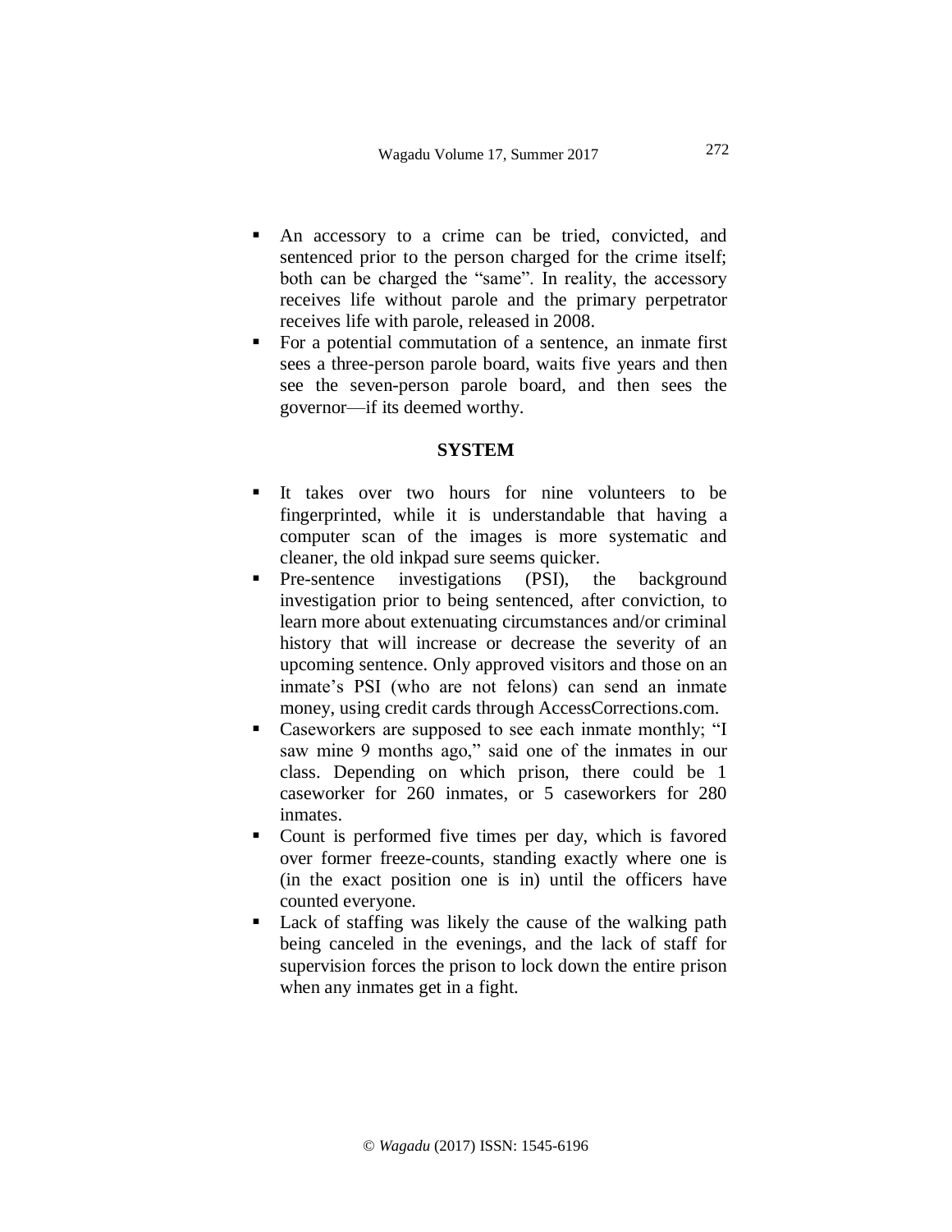- An accessory to a crime can be tried, convicted, and sentenced prior to the person charged for the crime itself; both can be charged the "same". In reality, the accessory receives life without parole and the primary perpetrator receives life with parole, released in 2008.
- For a potential commutation of a sentence, an inmate first sees a three-person parole board, waits five years and then see the seven-person parole board, and then sees the governor—if its deemed worthy.

**SYSTEM**

- It takes over two hours for nine volunteers to be fingerprinted, while it is understandable that having a computer scan of the images is more systematic and cleaner, the old inkpad sure seems quicker.
- Pre-sentence investigations (PSI), the background investigation prior to being sentenced, after conviction, to learn more about extenuating circumstances and/or criminal history that will increase or decrease the severity of an upcoming sentence. Only approved visitors and those on an inmate's PSI (who are not felons) can send an inmate money, using credit cards through AccessCorrections.com.
- Caseworkers are supposed to see each inmate monthly; "I saw mine 9 months ago," said one of the inmates in our class. Depending on which prison, there could be 1 caseworker for 260 inmates, or 5 caseworkers for 280 inmates.
- Count is performed five times per day, which is favored over former freeze-counts, standing exactly where one is (in the exact position one is in) until the officers have counted everyone.
- Lack of staffing was likely the cause of the walking path being canceled in the evenings, and the lack of staff for supervision forces the prison to lock down the entire prison when any inmates get in a fight.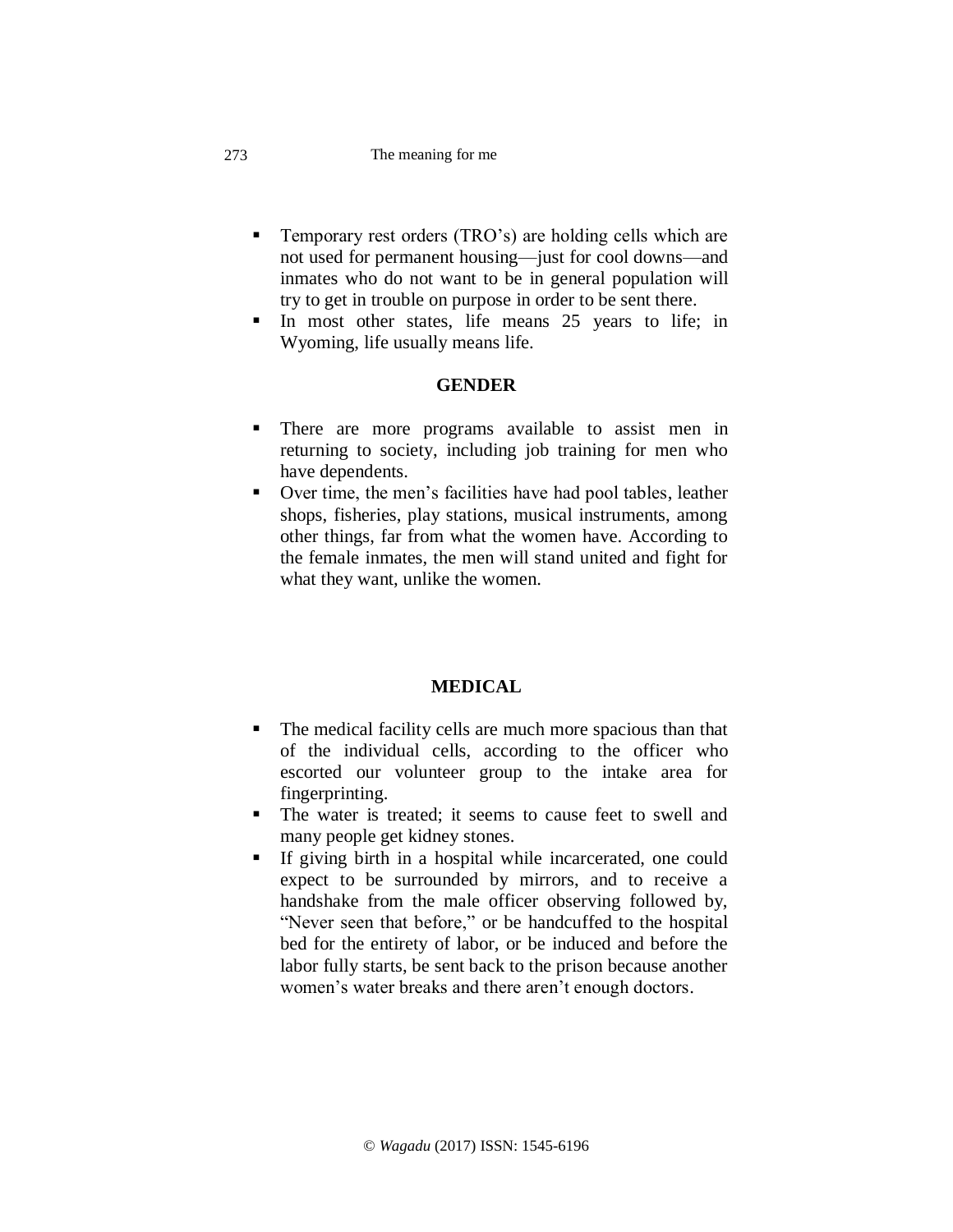- Temporary rest orders (TRO's) are holding cells which are not used for permanent housing—just for cool downs—and inmates who do not want to be in general population will try to get in trouble on purpose in order to be sent there.
- In most other states, life means 25 years to life; in Wyoming, life usually means life.

**GENDER**

- There are more programs available to assist men in returning to society, including job training for men who have dependents.
- Over time, the men's facilities have had pool tables, leather shops, fisheries, play stations, musical instruments, among other things, far from what the women have. According to the female inmates, the men will stand united and fight for what they want, unlike the women.

**MEDICAL**

- The medical facility cells are much more spacious than that of the individual cells, according to the officer who escorted our volunteer group to the intake area for fingerprinting.
- The water is treated; it seems to cause feet to swell and many people get kidney stones.
- If giving birth in a hospital while incarcerated, one could expect to be surrounded by mirrors, and to receive a handshake from the male officer observing followed by, "Never seen that before," or be handcuffed to the hospital bed for the entirety of labor, or be induced and before the labor fully starts, be sent back to the prison because another women's water breaks and there aren't enough doctors.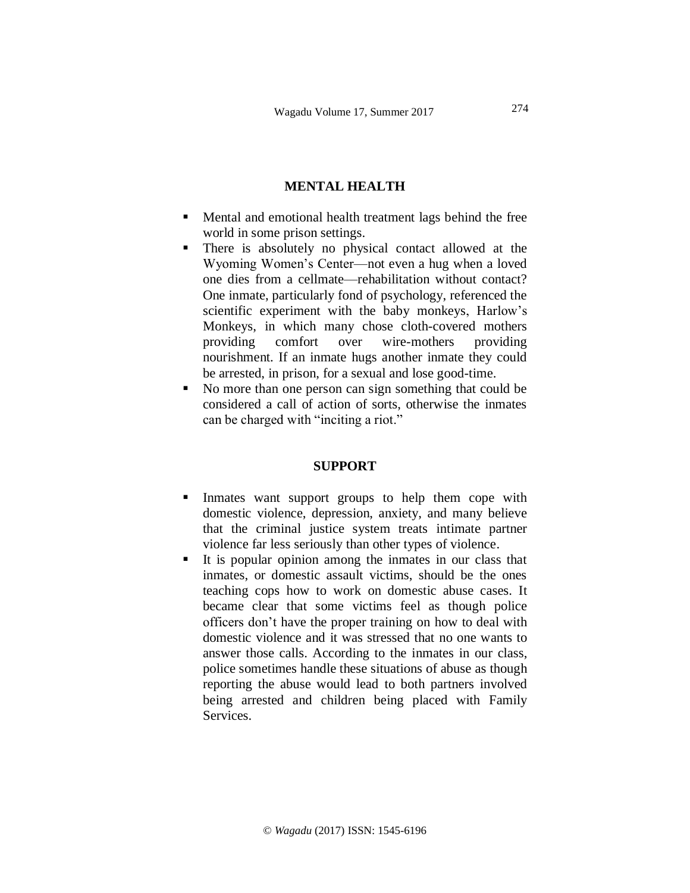## MENTAL HEALTH

- Mental and emotional health treatment lags behind the free world in some prison settings.
- There is absolutely no physical contact allowed at the Wyoming Women's Center—not even a hug when a loved one dies from a cellmate—rehabilitation without contact? One inmate, particularly fond of psychology, referenced the scientific experiment with the baby monkeys, Harlow's Monkeys, in which many chose cloth-covered mothers providing comfort over wire-mothers providing nourishment. If an inmate hugs another inmate they could be arrested, in prison, for a sexual and lose good-time.
- No more than one person can sign something that could be considered a call of action of sorts, otherwise the inmates can be charged with "inciting a riot."

## SUPPORT

- Inmates want support groups to help them cope with domestic violence, depression, anxiety, and many believe that the criminal justice system treats intimate partner violence far less seriously than other types of violence.
- It is popular opinion among the inmates in our class that inmates, or domestic assault victims, should be the ones teaching cops how to work on domestic abuse cases. It became clear that some victims feel as though police officers don't have the proper training on how to deal with domestic violence and it was stressed that no one wants to answer those calls. According to the inmates in our class, police sometimes handle these situations of abuse as though reporting the abuse would lead to both partners involved being arrested and children being placed with Family Services.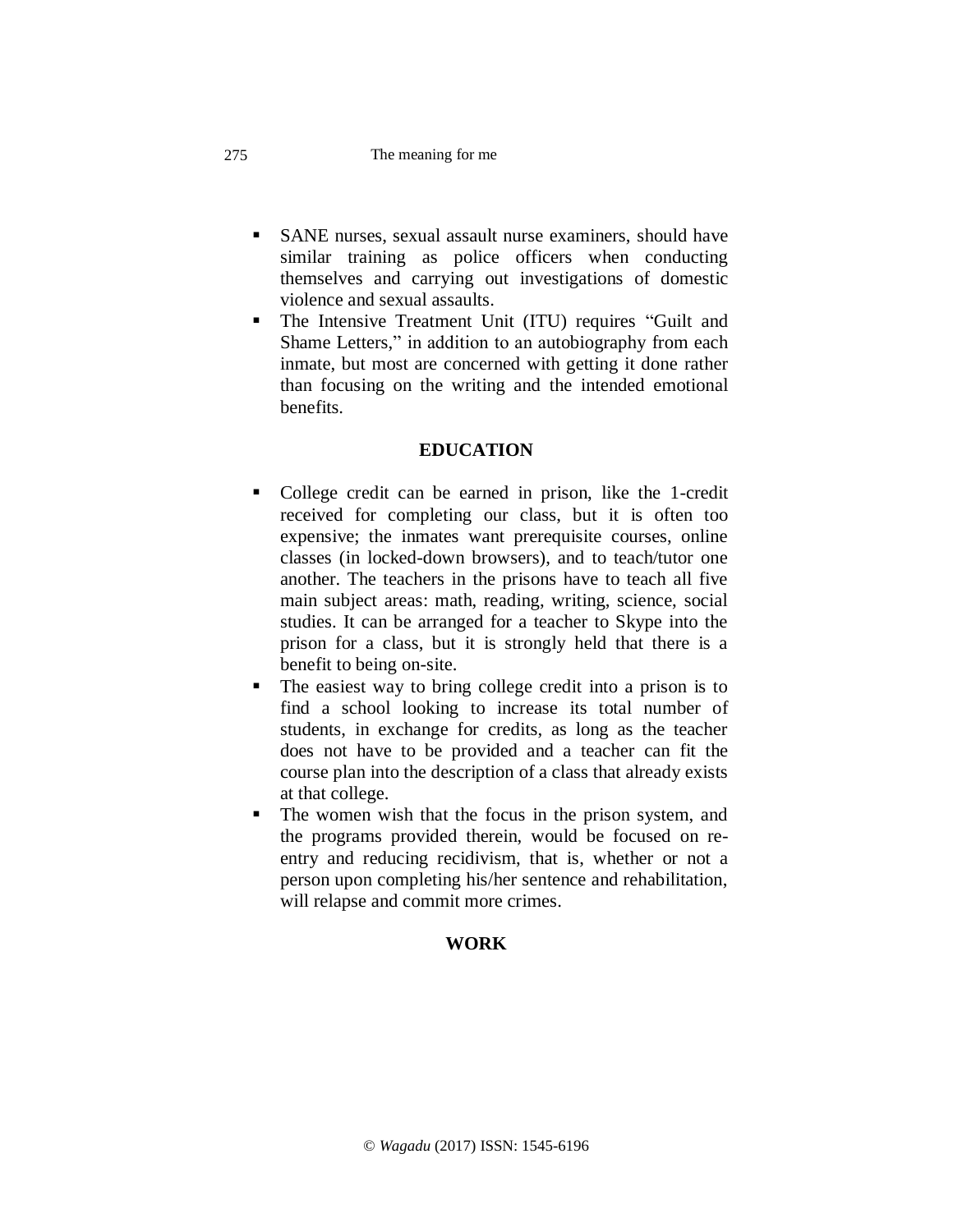- SANE nurses, sexual assault nurse examiners, should have similar training as police officers when conducting themselves and carrying out investigations of domestic violence and sexual assaults.
- The Intensive Treatment Unit (ITU) requires "Guilt and Shame Letters," in addition to an autobiography from each inmate, but most are concerned with getting it done rather than focusing on the writing and the intended emotional benefits.

## EDUCATION

- College credit can be earned in prison, like the 1-credit received for completing our class, but it is often too expensive; the inmates want prerequisite courses, online classes (in locked-down browsers), and to teach/tutor one another. The teachers in the prisons have to teach all five main subject areas: math, reading, writing, science, social studies. It can be arranged for a teacher to Skype into the prison for a class, but it is strongly held that there is a benefit to being on-site.
- The easiest way to bring college credit into a prison is to find a school looking to increase its total number of students, in exchange for credits, as long as the teacher does not have to be provided and a teacher can fit the course plan into the description of a class that already exists at that college.
- The women wish that the focus in the prison system, and the programs provided therein, would be focused on re-entry and reducing recidivism, that is, whether or not a person upon completing his/her sentence and rehabilitation, will relapse and commit more crimes.

## WORK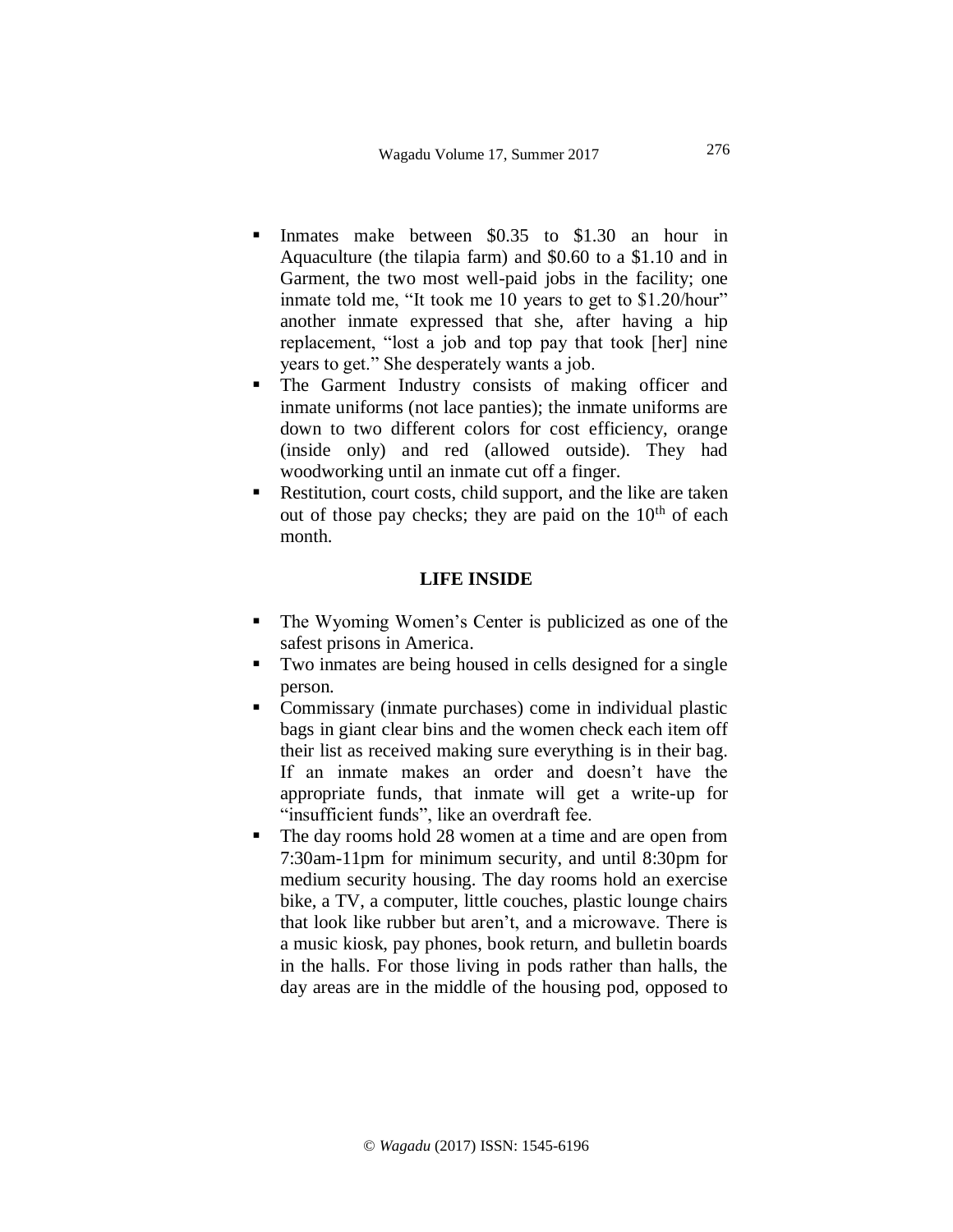- Inmates make between \$0.35 to \$1.30 an hour in Aquaculture (the tilapia farm) and \$0.60 to a \$1.10 and in Garment, the two most well-paid jobs in the facility; one inmate told me, "It took me 10 years to get to \$1.20/hour" another inmate expressed that she, after having a hip replacement, "lost a job and top pay that took [her] nine years to get." She desperately wants a job.
- The Garment Industry consists of making officer and inmate uniforms (not lace panties); the inmate uniforms are down to two different colors for cost efficiency, orange (inside only) and red (allowed outside). They had woodworking until an inmate cut off a finger.
- Restitution, court costs, child support, and the like are taken out of those pay checks; they are paid on the 10th of each month.

**LIFE INSIDE**

- The Wyoming Women's Center is publicized as one of the safest prisons in America.
- Two inmates are being housed in cells designed for a single person.
- Commissary (inmate purchases) come in individual plastic bags in giant clear bins and the women check each item off their list as received making sure everything is in their bag. If an inmate makes an order and doesn't have the appropriate funds, that inmate will get a write-up for "insufficient funds", like an overdraft fee.
- The day rooms hold 28 women at a time and are open from 7:30am-11pm for minimum security, and until 8:30pm for medium security housing. The day rooms hold an exercise bike, a TV, a computer, little couches, plastic lounge chairs that look like rubber but aren't, and a microwave. There is a music kiosk, pay phones, book return, and bulletin boards in the halls. For those living in pods rather than halls, the day areas are in the middle of the housing pod, opposed to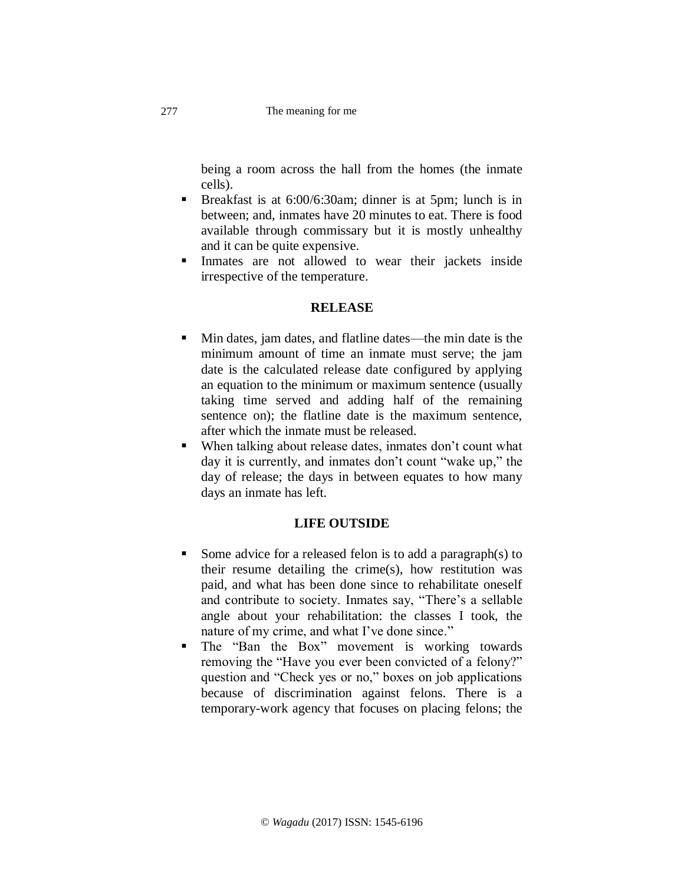being a room across the hall from the homes (the inmate cells).

- Breakfast is at 6:00/6:30am; dinner is at 5pm; lunch is in between; and, inmates have 20 minutes to eat. There is food available through commissary but it is mostly unhealthy and it can be quite expensive.
- Inmates are not allowed to wear their jackets inside irrespective of the temperature.

**RELEASE**

- Min dates, jam dates, and flatline dates—the min date is the minimum amount of time an inmate must serve; the jam date is the calculated release date configured by applying an equation to the minimum or maximum sentence (usually taking time served and adding half of the remaining sentence on); the flatline date is the maximum sentence, after which the inmate must be released.
- When talking about release dates, inmates don't count what day it is currently, and inmates don't count "wake up," the day of release; the days in between equates to how many days an inmate has left.

**LIFE OUTSIDE**

- Some advice for a released felon is to add a paragraph(s) to their resume detailing the crime(s), how restitution was paid, and what has been done since to rehabilitate oneself and contribute to society. Inmates say, "There's a sellable angle about your rehabilitation: the classes I took, the nature of my crime, and what I've done since."
- The "Ban the Box" movement is working towards removing the "Have you ever been convicted of a felony?" question and "Check yes or no," boxes on job applications because of discrimination against felons. There is a temporary-work agency that focuses on placing felons; the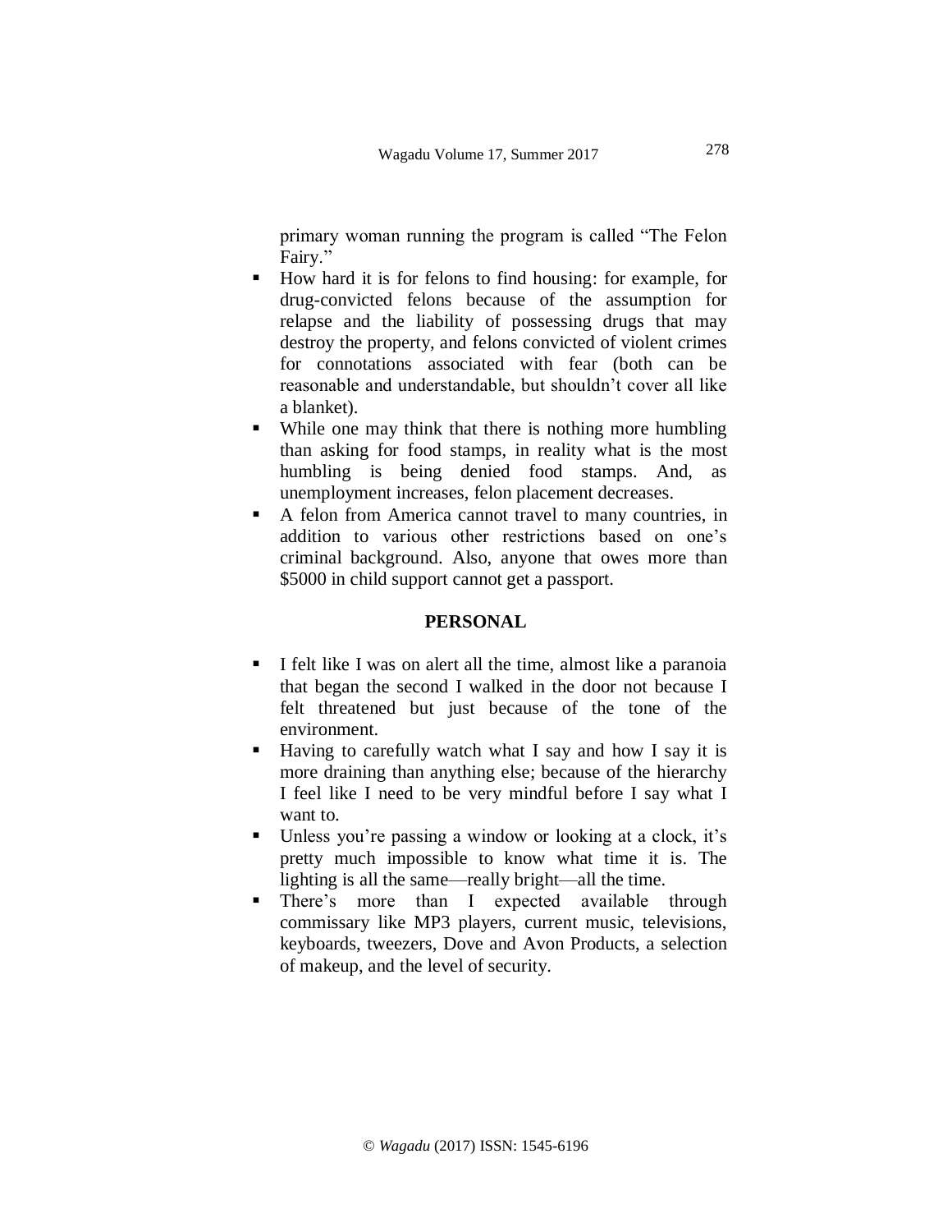primary woman running the program is called "The Felon Fairy."

- How hard it is for felons to find housing: for example, for drug-convicted felons because of the assumption for relapse and the liability of possessing drugs that may destroy the property, and felons convicted of violent crimes for connotations associated with fear (both can be reasonable and understandable, but shouldn't cover all like a blanket).
- While one may think that there is nothing more humbling than asking for food stamps, in reality what is the most humbling is being denied food stamps. And, as unemployment increases, felon placement decreases.
- A felon from America cannot travel to many countries, in addition to various other restrictions based on one's criminal background. Also, anyone that owes more than $5000 in child support cannot get a passport.

## PERSONAL

- I felt like I was on alert all the time, almost like a paranoia that began the second I walked in the door not because I felt threatened but just because of the tone of the environment.
- Having to carefully watch what I say and how I say it is more draining than anything else; because of the hierarchy I feel like I need to be very mindful before I say what I want to.
- Unless you're passing a window or looking at a clock, it's pretty much impossible to know what time it is. The lighting is all the same—really bright—all the time.
- There's more than I expected available through commissary like MP3 players, current music, televisions, keyboards, tweezers, Dove and Avon Products, a selection of makeup, and the level of security.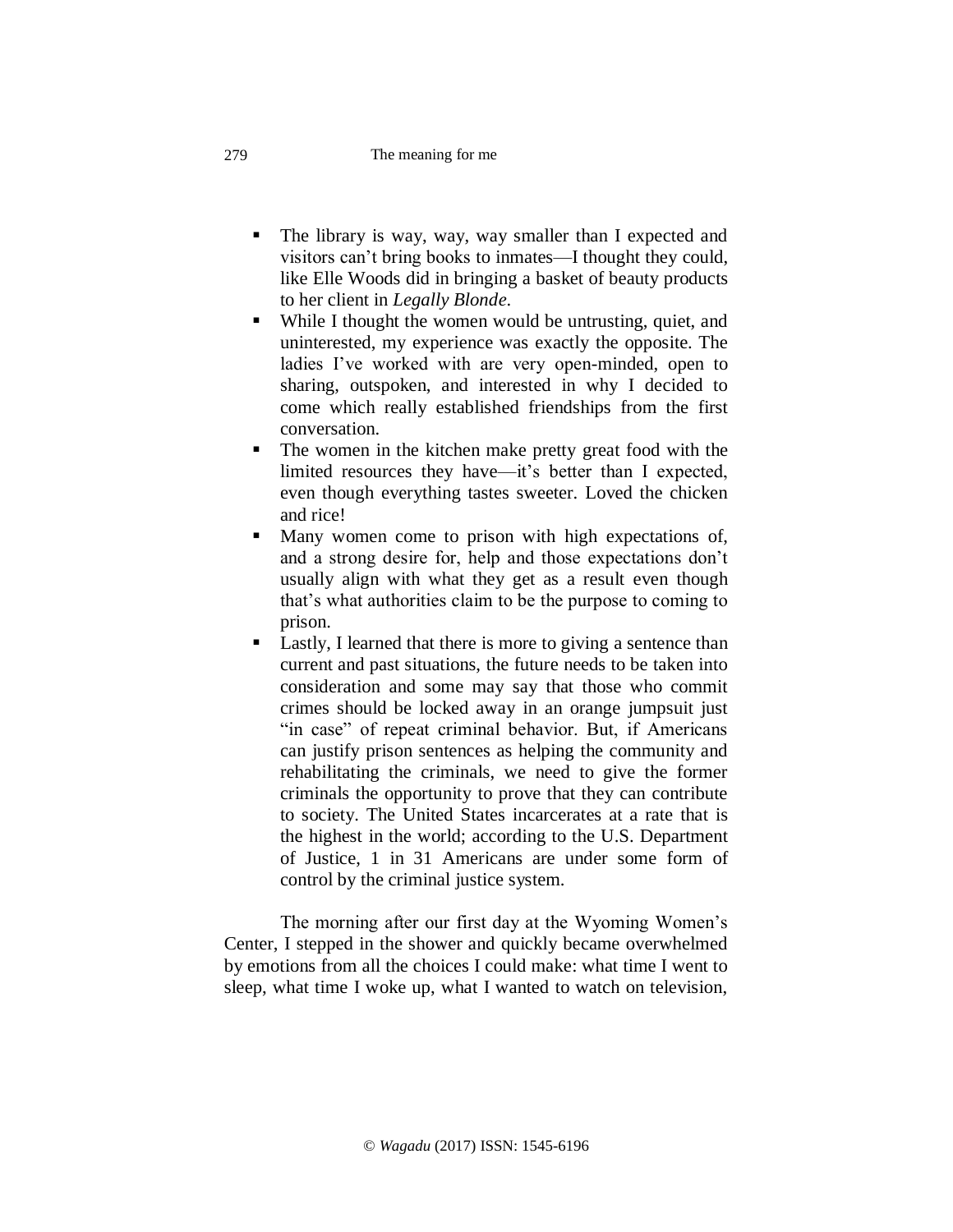- The library is way, way, way smaller than I expected and visitors can't bring books to inmates—I thought they could, like Elle Woods did in bringing a basket of beauty products to her client in *Legally Blonde*.
- While I thought the women would be untrusting, quiet, and uninterested, my experience was exactly the opposite. The ladies I've worked with are very open-minded, open to sharing, outspoken, and interested in why I decided to come which really established friendships from the first conversation.
- The women in the kitchen make pretty great food with the limited resources they have—it's better than I expected, even though everything tastes sweeter. Loved the chicken and rice!
- Many women come to prison with high expectations of, and a strong desire for, help and those expectations don't usually align with what they get as a result even though that's what authorities claim to be the purpose to coming to prison.
- Lastly, I learned that there is more to giving a sentence than current and past situations, the future needs to be taken into consideration and some may say that those who commit crimes should be locked away in an orange jumpsuit just "in case" of repeat criminal behavior. But, if Americans can justify prison sentences as helping the community and rehabilitating the criminals, we need to give the former criminals the opportunity to prove that they can contribute to society. The United States incarcerates at a rate that is the highest in the world; according to the U.S. Department of Justice, 1 in 31 Americans are under some form of control by the criminal justice system.

The morning after our first day at the Wyoming Women's Center, I stepped in the shower and quickly became overwhelmed by emotions from all the choices I could make: what time I went to sleep, what time I woke up, what I wanted to watch on television,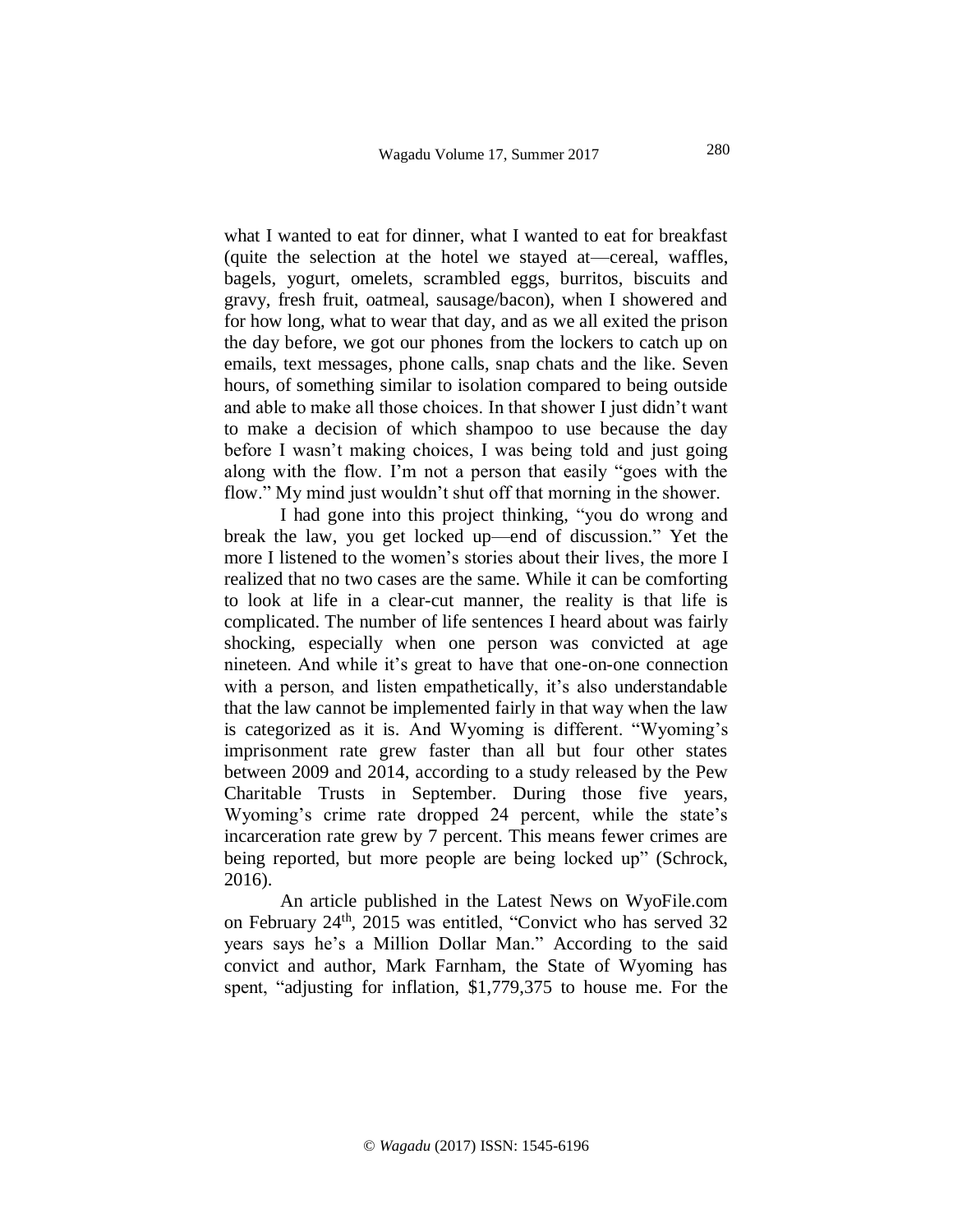what I wanted to eat for dinner, what I wanted to eat for breakfast (quite the selection at the hotel we stayed at—cereal, waffles, bagels, yogurt, omelets, scrambled eggs, burritos, biscuits and gravy, fresh fruit, oatmeal, sausage/bacon), when I showered and for how long, what to wear that day, and as we all exited the prison the day before, we got our phones from the lockers to catch up on emails, text messages, phone calls, snap chats and the like. Seven hours, of something similar to isolation compared to being outside and able to make all those choices. In that shower I just didn't want to make a decision of which shampoo to use because the day before I wasn't making choices, I was being told and just going along with the flow. I'm not a person that easily "goes with the flow." My mind just wouldn't shut off that morning in the shower.

I had gone into this project thinking, "you do wrong and break the law, you get locked up—end of discussion." Yet the more I listened to the women's stories about their lives, the more I realized that no two cases are the same. While it can be comforting to look at life in a clear-cut manner, the reality is that life is complicated. The number of life sentences I heard about was fairly shocking, especially when one person was convicted at age nineteen. And while it's great to have that one-on-one connection with a person, and listen empathetically, it's also understandable that the law cannot be implemented fairly in that way when the law is categorized as it is. And Wyoming is different. "Wyoming's imprisonment rate grew faster than all but four other states between 2009 and 2014, according to a study released by the Pew Charitable Trusts in September. During those five years, Wyoming's crime rate dropped 24 percent, while the state's incarceration rate grew by 7 percent. This means fewer crimes are being reported, but more people are being locked up" (Schrock, 2016).

An article published in the Latest News on WyoFile.com on February 24th, 2015 was entitled, "Convict who has served 32 years says he's a Million Dollar Man." According to the said convict and author, Mark Farnham, the State of Wyoming has spent, "adjusting for inflation, $1,779,375 to house me. For the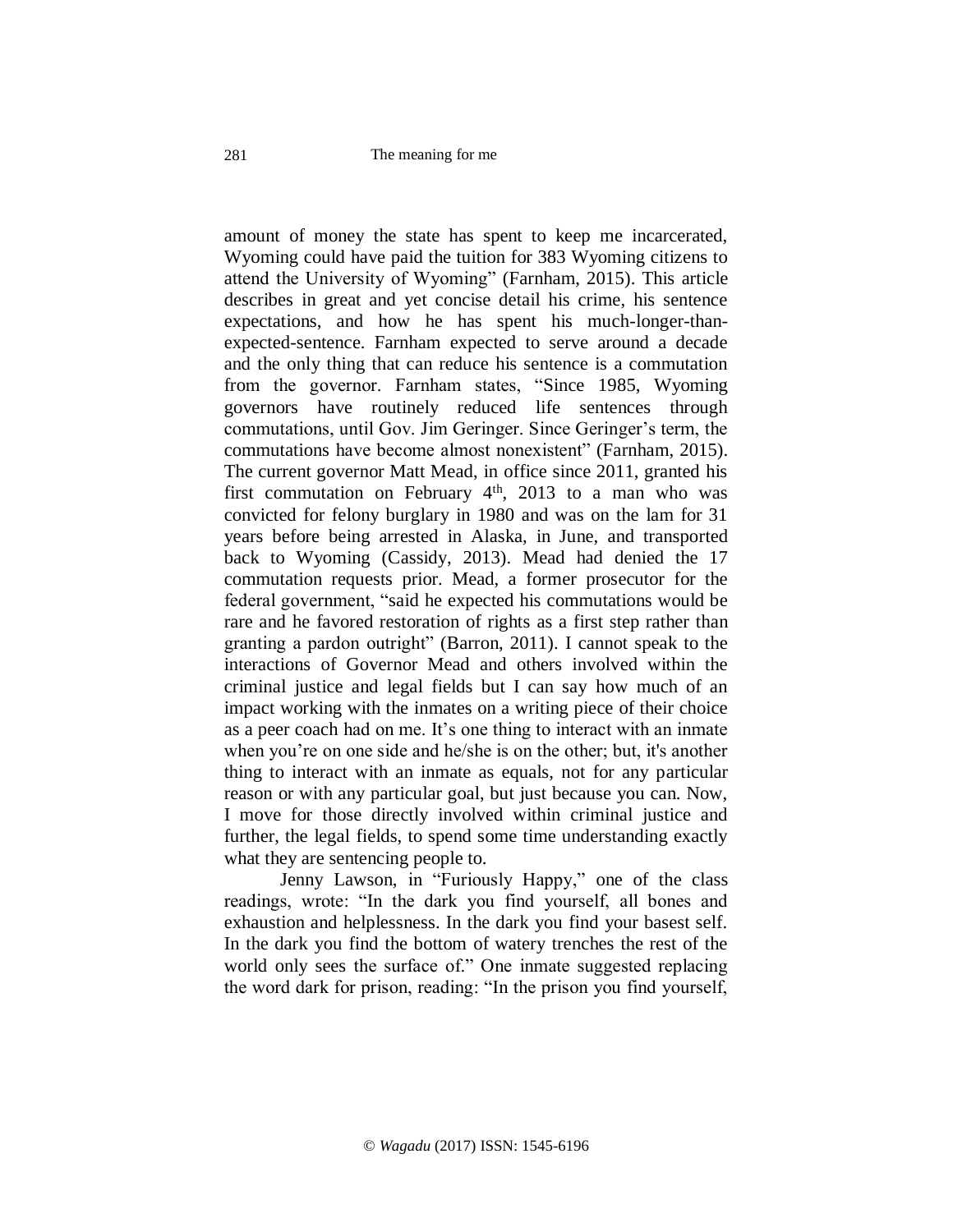amount of money the state has spent to keep me incarcerated, Wyoming could have paid the tuition for 383 Wyoming citizens to attend the University of Wyoming" (Farnham, 2015). This article describes in great and yet concise detail his crime, his sentence expectations, and how he has spent his much-longer-than-expected-sentence. Farnham expected to serve around a decade and the only thing that can reduce his sentence is a commutation from the governor. Farnham states, "Since 1985, Wyoming governors have routinely reduced life sentences through commutations, until Gov. Jim Geringer. Since Geringer's term, the commutations have become almost nonexistent" (Farnham, 2015). The current governor Matt Mead, in office since 2011, granted his first commutation on February 4th, 2013 to a man who was convicted for felony burglary in 1980 and was on the lam for 31 years before being arrested in Alaska, in June, and transported back to Wyoming (Cassidy, 2013). Mead had denied the 17 commutation requests prior. Mead, a former prosecutor for the federal government, "said he expected his commutations would be rare and he favored restoration of rights as a first step rather than granting a pardon outright" (Barron, 2011). I cannot speak to the interactions of Governor Mead and others involved within the criminal justice and legal fields but I can say how much of an impact working with the inmates on a writing piece of their choice as a peer coach had on me. It's one thing to interact with an inmate when you're on one side and he/she is on the other; but, it's another thing to interact with an inmate as equals, not for any particular reason or with any particular goal, but just because you can. Now, I move for those directly involved within criminal justice and further, the legal fields, to spend some time understanding exactly what they are sentencing people to.

Jenny Lawson, in "Furiously Happy," one of the class readings, wrote: "In the dark you find yourself, all bones and exhaustion and helplessness. In the dark you find your basest self. In the dark you find the bottom of watery trenches the rest of the world only sees the surface of." One inmate suggested replacing the word dark for prison, reading: "In the prison you find yourself,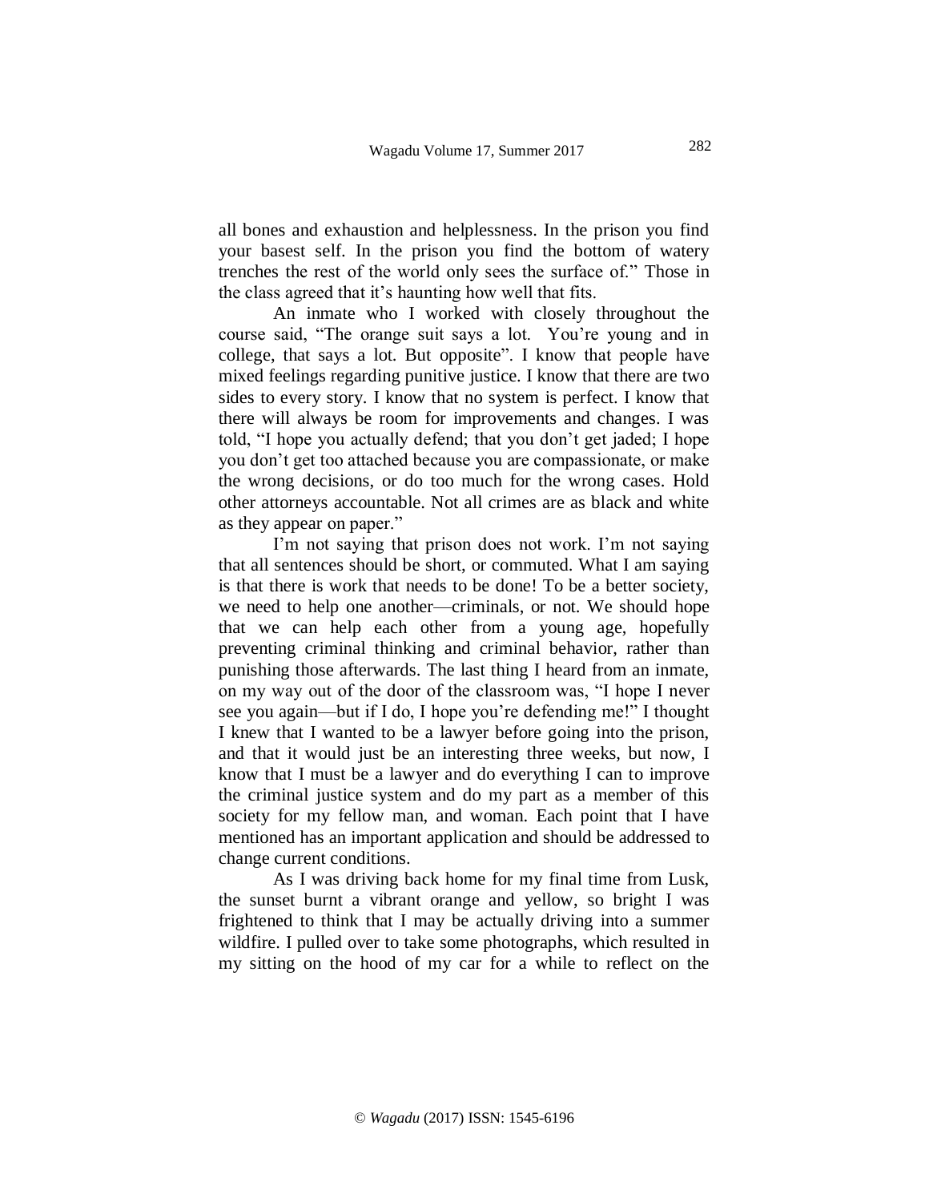all bones and exhaustion and helplessness. In the prison you find your basest self. In the prison you find the bottom of watery trenches the rest of the world only sees the surface of." Those in the class agreed that it's haunting how well that fits.

An inmate who I worked with closely throughout the course said, "The orange suit says a lot. You're young and in college, that says a lot. But opposite". I know that people have mixed feelings regarding punitive justice. I know that there are two sides to every story. I know that no system is perfect. I know that there will always be room for improvements and changes. I was told, "I hope you actually defend; that you don't get jaded; I hope you don't get too attached because you are compassionate, or make the wrong decisions, or do too much for the wrong cases. Hold other attorneys accountable. Not all crimes are as black and white as they appear on paper."

I'm not saying that prison does not work. I'm not saying that all sentences should be short, or commuted. What I am saying is that there is work that needs to be done! To be a better society, we need to help one another—criminals, or not. We should hope that we can help each other from a young age, hopefully preventing criminal thinking and criminal behavior, rather than punishing those afterwards. The last thing I heard from an inmate, on my way out of the door of the classroom was, "I hope I never see you again—but if I do, I hope you're defending me!" I thought I knew that I wanted to be a lawyer before going into the prison, and that it would just be an interesting three weeks, but now, I know that I must be a lawyer and do everything I can to improve the criminal justice system and do my part as a member of this society for my fellow man, and woman. Each point that I have mentioned has an important application and should be addressed to change current conditions.

As I was driving back home for my final time from Lusk, the sunset burnt a vibrant orange and yellow, so bright I was frightened to think that I may be actually driving into a summer wildfire. I pulled over to take some photographs, which resulted in my sitting on the hood of my car for a while to reflect on the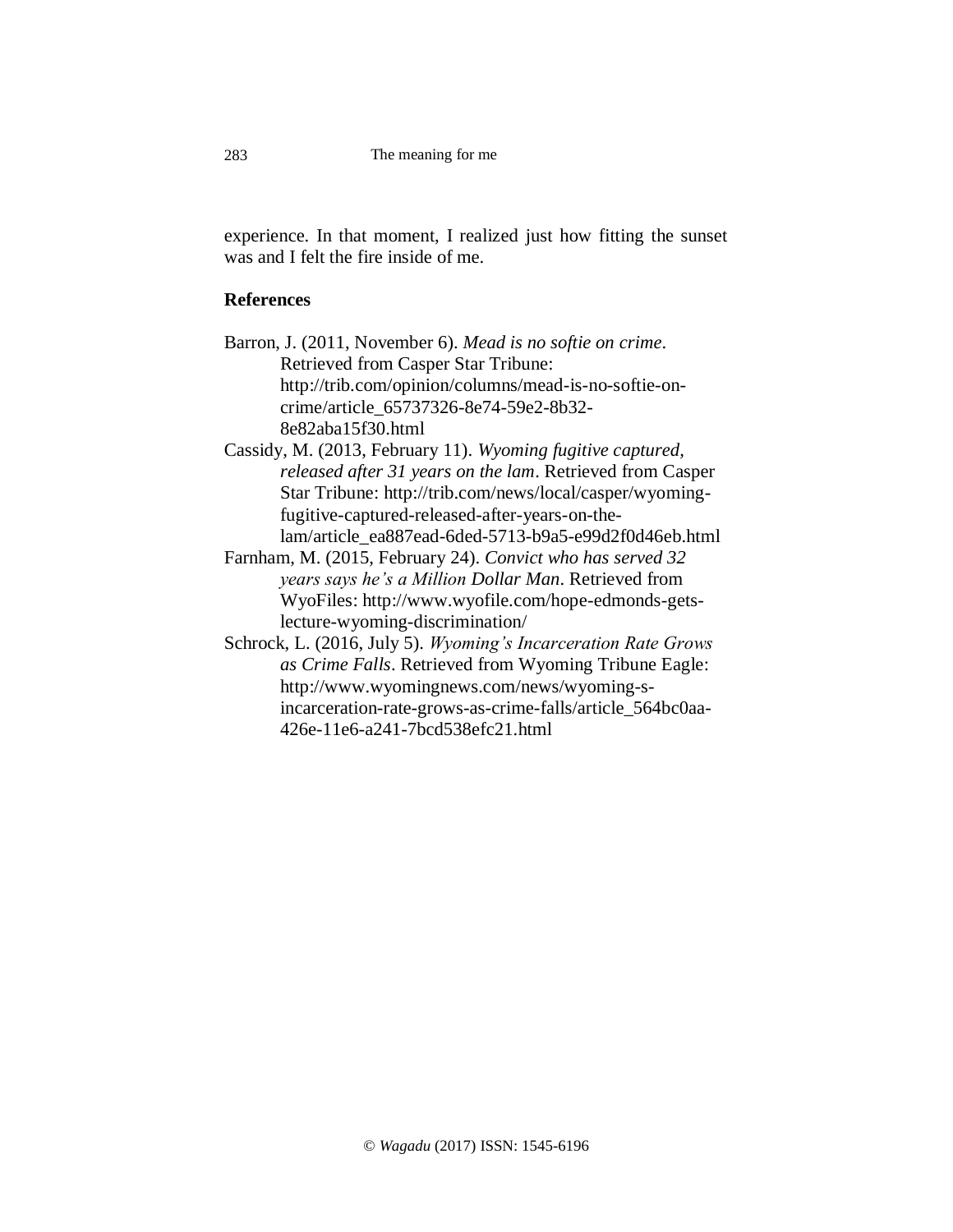experience. In that moment, I realized just how fitting the sunset was and I felt the fire inside of me.

## References

Barron, J. (2011, November 6). *Mead is no softie on crime*. Retrieved from Casper Star Tribune: http://trib.com/opinion/columns/mead-is-no-softie-on-crime/article_65737326-8e74-59e2-8b32-8e82aba15f30.html

Cassidy, M. (2013, February 11). *Wyoming fugitive captured, released after 31 years on the lam*. Retrieved from Casper Star Tribune: http://trib.com/news/local/casper/wyoming-fugitive-captured-released-after-years-on-the-lam/article_ea887ead-6ded-5713-b9a5-e99d2f0d46eb.html

Farnham, M. (2015, February 24). *Convict who has served 32 years says he's a Million Dollar Man*. Retrieved from WyoFiles: http://www.wyofile.com/hope-edmonds-gets-lecture-wyoming-discrimination/

Schrock, L. (2016, July 5). *Wyoming's Incarceration Rate Grows as Crime Falls*. Retrieved from Wyoming Tribune Eagle: http://www.wyomingnews.com/news/wyoming-s-incarceration-rate-grows-as-crime-falls/article_564bc0aa-426e-11e6-a241-7bcd538efc21.html